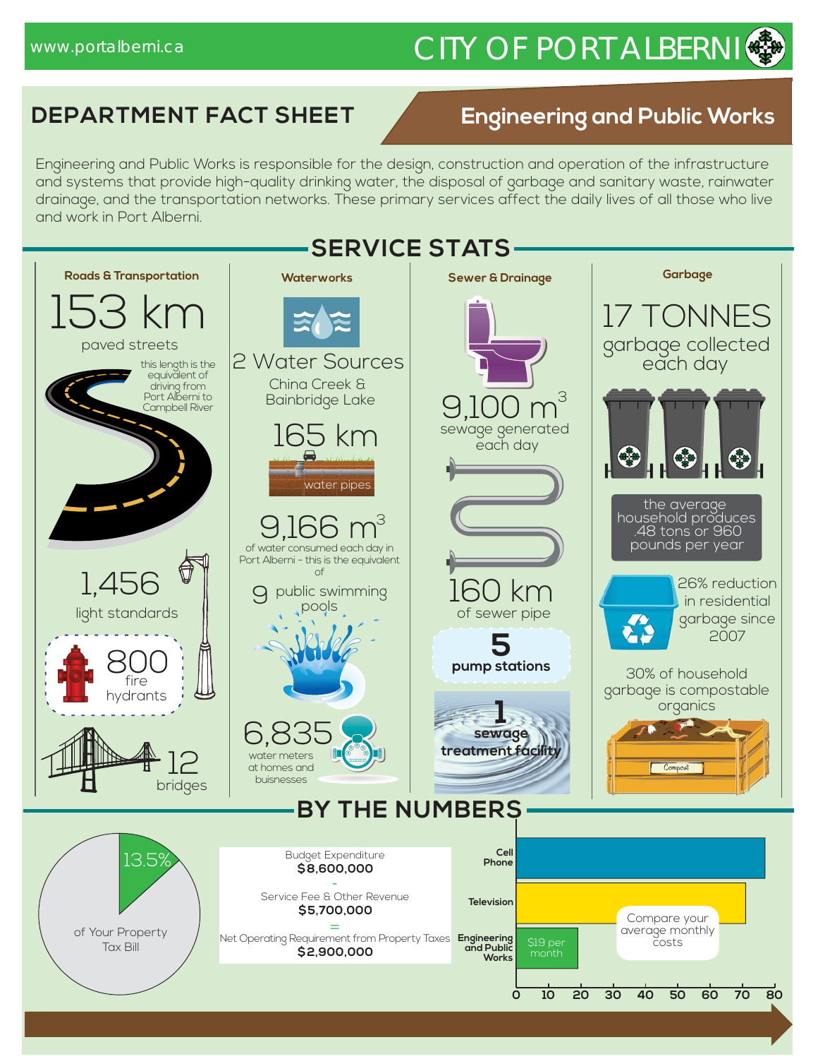www.portalberni.ca

# CITY OF PORT ALBERNI

## DEPARTMENT FACT SHEET

## Engineering and Public Works

Engineering and Public Works is responsible for the design, construction and operation of the infrastructure and systems that provide high-quality drinking water, the disposal of garbage and sanitary waste, rainwater drainage, and the transportation networks. These primary services affect the daily lives of all those who live and work in Port Alberni.

## SERVICE STATS

### Roads & Transportation

153 km paved streets

this length is the equivalent of driving from Port Alberni to Campbell River

1,456 light standards

800 fire hydrants

12 bridges

### Waterworks

2 Water Sources
China Creek & Bainbridge Lake

165 km water pipes

9,166 $m^3$ of water consumed each day in Port Alberni - this is the equivalent of

9 public swimming pools

6,835 water meters at homes and buisnesses

### Sewer & Drainage

9,100 $m^3$ sewage generated each day

160 km of sewer pipe

**5 pump stations**

**1 sewage treatment facility**

### Garbage

17 TONNES garbage collected each day

the average household produces .48 tons or 960 pounds per year

26% reduction in residential garbage since 2007

30% of household garbage is compostable organics

Compost

## BY THE NUMBERS

13.5% of Your Property Tax Bill

Budget Expenditure
**$8,600,000**
-
Service Fee & Other Revenue
**$5,700,000**
=
Net Operating Requirement from Property Taxes
**$2,900,000**

Compare your average monthly costs

| | |
|---|---|
| **Cell Phone** | ~77 |
| **Television** | ~71 |
| **Engineering and Public Works** | $19 per month |

Axis: 0, 10, 20, 30, 40, 50, 60, 70, 80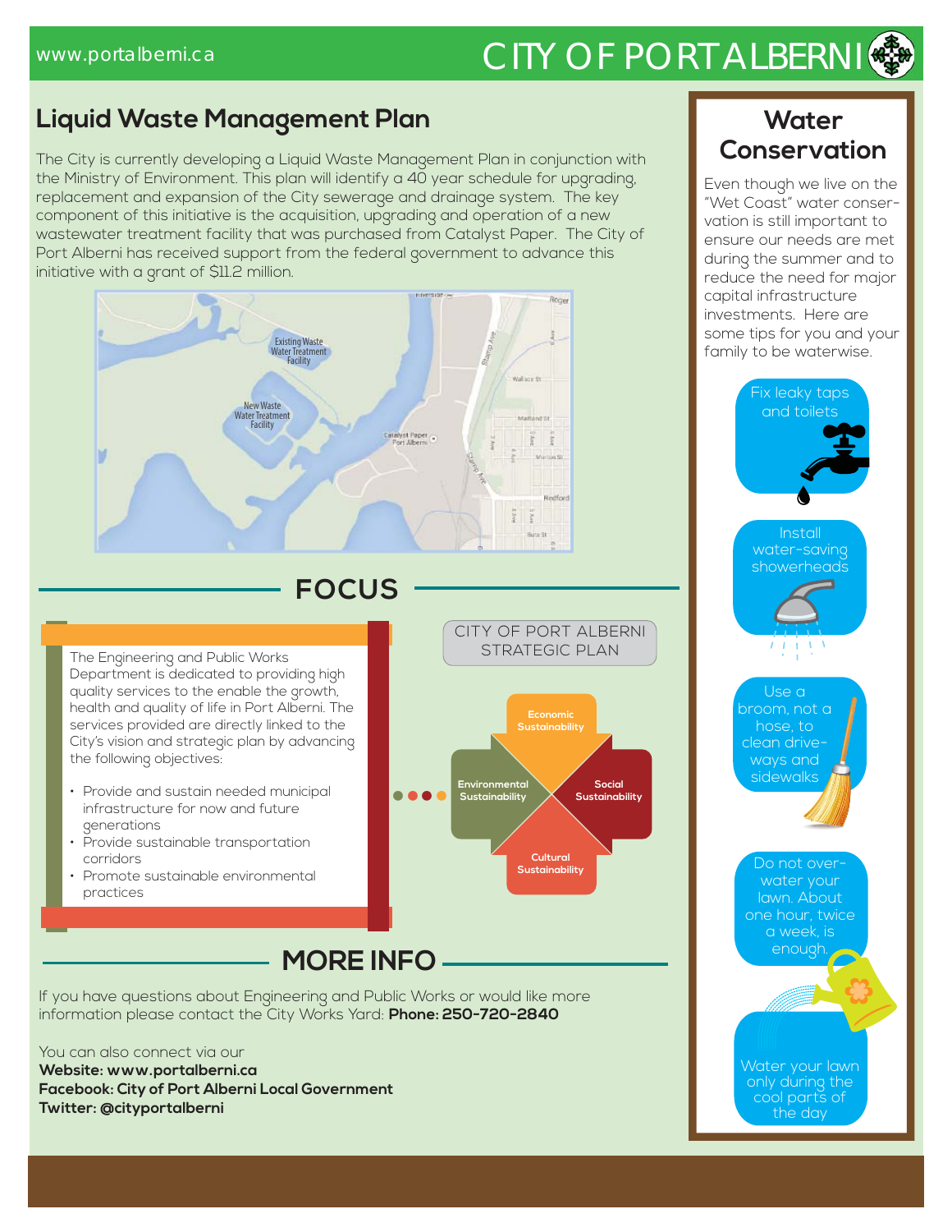www.portalberni.ca

# CITY OF PORT ALBERNI

## Liquid Waste Management Plan

The City is currently developing a Liquid Waste Management Plan in conjunction with the Ministry of Environment. This plan will identify a 40 year schedule for upgrading, replacement and expansion of the City sewerage and drainage system. The key component of this initiative is the acquisition, upgrading and operation of a new wastewater treatment facility that was purchased from Catalyst Paper. The City of Port Alberni has received support from the federal government to advance this initiative with a grant of $11.2 million.

Existing Waste Water Treatment Facility

New Waste Water Treatment Facility

Catalyst Paper Port Alberni

## FOCUS

The Engineering and Public Works Department is dedicated to providing high quality services to the enable the growth, health and quality of life in Port Alberni. The services provided are directly linked to the City's vision and strategic plan by advancing the following objectives:

- Provide and sustain needed municipal infrastructure for now and future generations
- Provide sustainable transportation corridors
- Promote sustainable environmental practices

CITY OF PORT ALBERNI STRATEGIC PLAN

Economic Sustainability

Environmental Sustainability

Social Sustainability

Cultural Sustainability

## MORE INFO

If you have questions about Engineering and Public Works or would like more information please contact the City Works Yard: **Phone: 250-720-2840**

You can also connect via our
**Website: www.portalberni.ca**
**Facebook: City of Port Alberni Local Government**
**Twitter: @cityportalberni**

## Water Conservation

Even though we live on the "Wet Coast" water conservation is still important to ensure our needs are met during the summer and to reduce the need for major capital infrastructure investments. Here are some tips for you and your family to be waterwise.

- Fix leaky taps and toilets
- Install water-saving showerheads
- Use a broom, not a hose, to clean driveways and sidewalks
- Do not over-water your lawn. About one hour, twice a week, is enough.
- Water your lawn only during the cool parts of the day